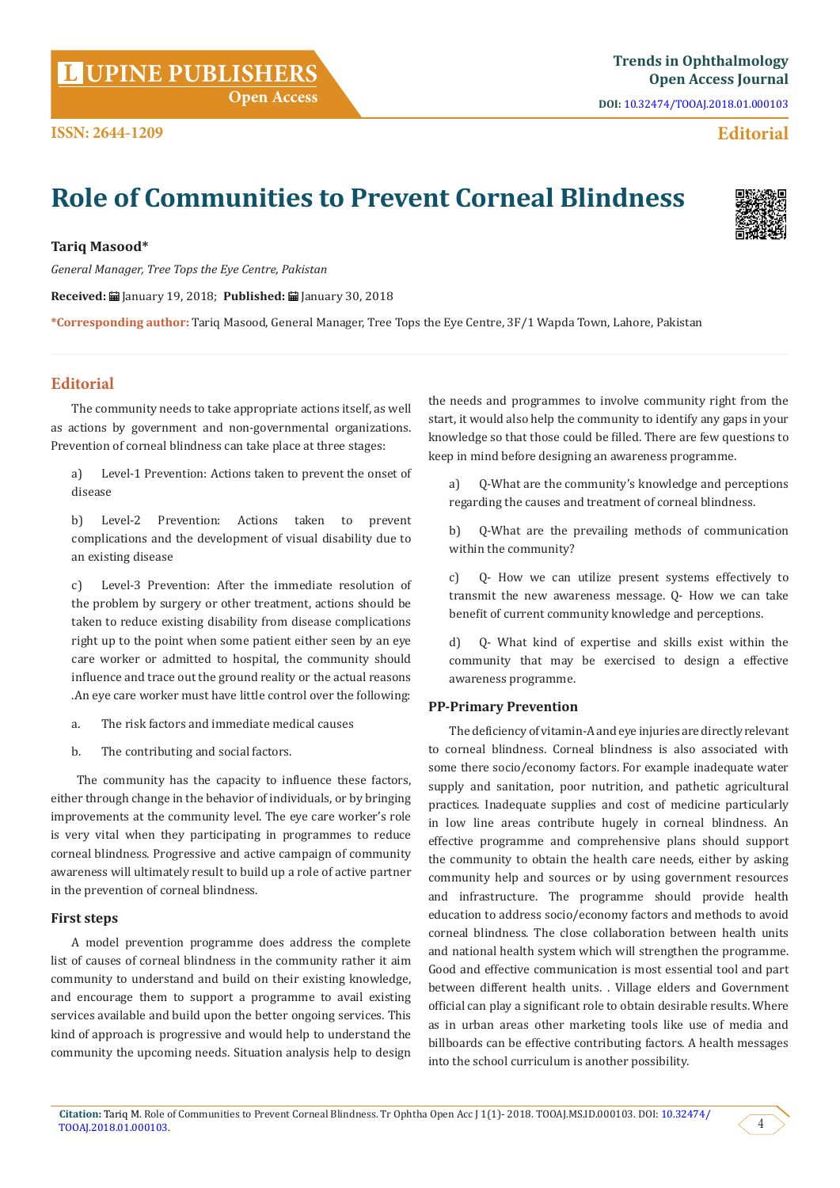# Role of Communities to Prevent Corneal Blindness

**Tariq Masood***

*General Manager, Tree Tops the Eye Centre, Pakistan*

**Received:** January 19, 2018; **Published:** January 30, 2018

***Corresponding author:** Tariq Masood, General Manager, Tree Tops the Eye Centre, 3F/1 Wapda Town, Lahore, Pakistan

## Editorial

The community needs to take appropriate actions itself, as well as actions by government and non-governmental organizations. Prevention of corneal blindness can take place at three stages:

a) Level-1 Prevention: Actions taken to prevent the onset of disease

b) Level-2 Prevention: Actions taken to prevent complications and the development of visual disability due to an existing disease

c) Level-3 Prevention: After the immediate resolution of the problem by surgery or other treatment, actions should be taken to reduce existing disability from disease complications right up to the point when some patient either seen by an eye care worker or admitted to hospital, the community should influence and trace out the ground reality or the actual reasons .An eye care worker must have little control over the following:

a. The risk factors and immediate medical causes

b. The contributing and social factors.

The community has the capacity to influence these factors, either through change in the behavior of individuals, or by bringing improvements at the community level. The eye care worker's role is very vital when they participating in programmes to reduce corneal blindness. Progressive and active campaign of community awareness will ultimately result to build up a role of active partner in the prevention of corneal blindness.

### First steps

A model prevention programme does address the complete list of causes of corneal blindness in the community rather it aim community to understand and build on their existing knowledge, and encourage them to support a programme to avail existing services available and build upon the better ongoing services. This kind of approach is progressive and would help to understand the community the upcoming needs. Situation analysis help to design the needs and programmes to involve community right from the start, it would also help the community to identify any gaps in your knowledge so that those could be filled. There are few questions to keep in mind before designing an awareness programme.

a) Q-What are the community's knowledge and perceptions regarding the causes and treatment of corneal blindness.

b) Q-What are the prevailing methods of communication within the community?

c) Q- How we can utilize present systems effectively to transmit the new awareness message. Q- How we can take benefit of current community knowledge and perceptions.

d) Q- What kind of expertise and skills exist within the community that may be exercised to design a effective awareness programme.

### PP-Primary Prevention

The deficiency of vitamin-A and eye injuries are directly relevant to corneal blindness. Corneal blindness is also associated with some there socio/economy factors. For example inadequate water supply and sanitation, poor nutrition, and pathetic agricultural practices. Inadequate supplies and cost of medicine particularly in low line areas contribute hugely in corneal blindness. An effective programme and comprehensive plans should support the community to obtain the health care needs, either by asking community help and sources or by using government resources and infrastructure. The programme should provide health education to address socio/economy factors and methods to avoid corneal blindness. The close collaboration between health units and national health system which will strengthen the programme. Good and effective communication is most essential tool and part between different health units. . Village elders and Government official can play a significant role to obtain desirable results. Where as in urban areas other marketing tools like use of media and billboards can be effective contributing factors. A health messages into the school curriculum is another possibility.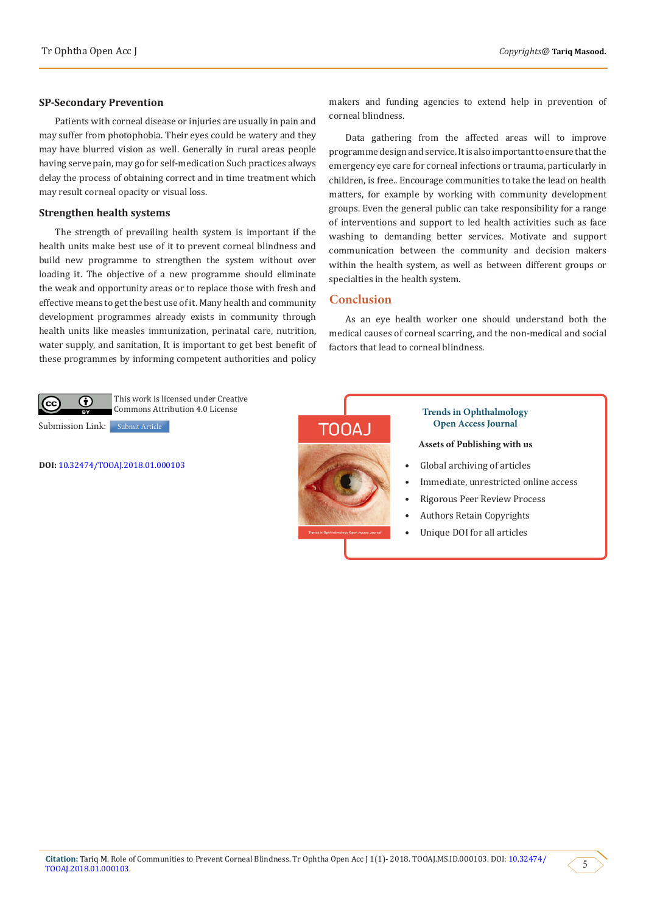### SP-Secondary Prevention

Patients with corneal disease or injuries are usually in pain and may suffer from photophobia. Their eyes could be watery and they may have blurred vision as well. Generally in rural areas people having serve pain, may go for self-medication Such practices always delay the process of obtaining correct and in time treatment which may result corneal opacity or visual loss.

### Strengthen health systems

The strength of prevailing health system is important if the health units make best use of it to prevent corneal blindness and build new programme to strengthen the system without over loading it. The objective of a new programme should eliminate the weak and opportunity areas or to replace those with fresh and effective means to get the best use of it. Many health and community development programmes already exists in community through health units like measles immunization, perinatal care, nutrition, water supply, and sanitation, It is important to get best benefit of these programmes by informing competent authorities and policy makers and funding agencies to extend help in prevention of corneal blindness.

Data gathering from the affected areas will to improve programme design and service. It is also important to ensure that the emergency eye care for corneal infections or trauma, particularly in children, is free.. Encourage communities to take the lead on health matters, for example by working with community development groups. Even the general public can take responsibility for a range of interventions and support to led health activities such as face washing to demanding better services. Motivate and support communication between the community and decision makers within the health system, as well as between different groups or specialties in the health system.

## Conclusion

As an eye health worker one should understand both the medical causes of corneal scarring, and the non-medical and social factors that lead to corneal blindness.

This work is licensed under Creative Commons Attribution 4.0 License

Submission Link: Submit Article

**DOI:** 10.32474/TOOAJ.2018.01.000103

**Trends in Ophthalmology Open Access Journal**

**Assets of Publishing with us**

- Global archiving of articles
- Immediate, unrestricted online access
- Rigorous Peer Review Process
- Authors Retain Copyrights
- Unique DOI for all articles

**Citation:** Tariq M. Role of Communities to Prevent Corneal Blindness. Tr Ophtha Open Acc J 1(1)- 2018. TOOAJ.MS.ID.000103. DOI: 10.32474/TOOAJ.2018.01.000103.